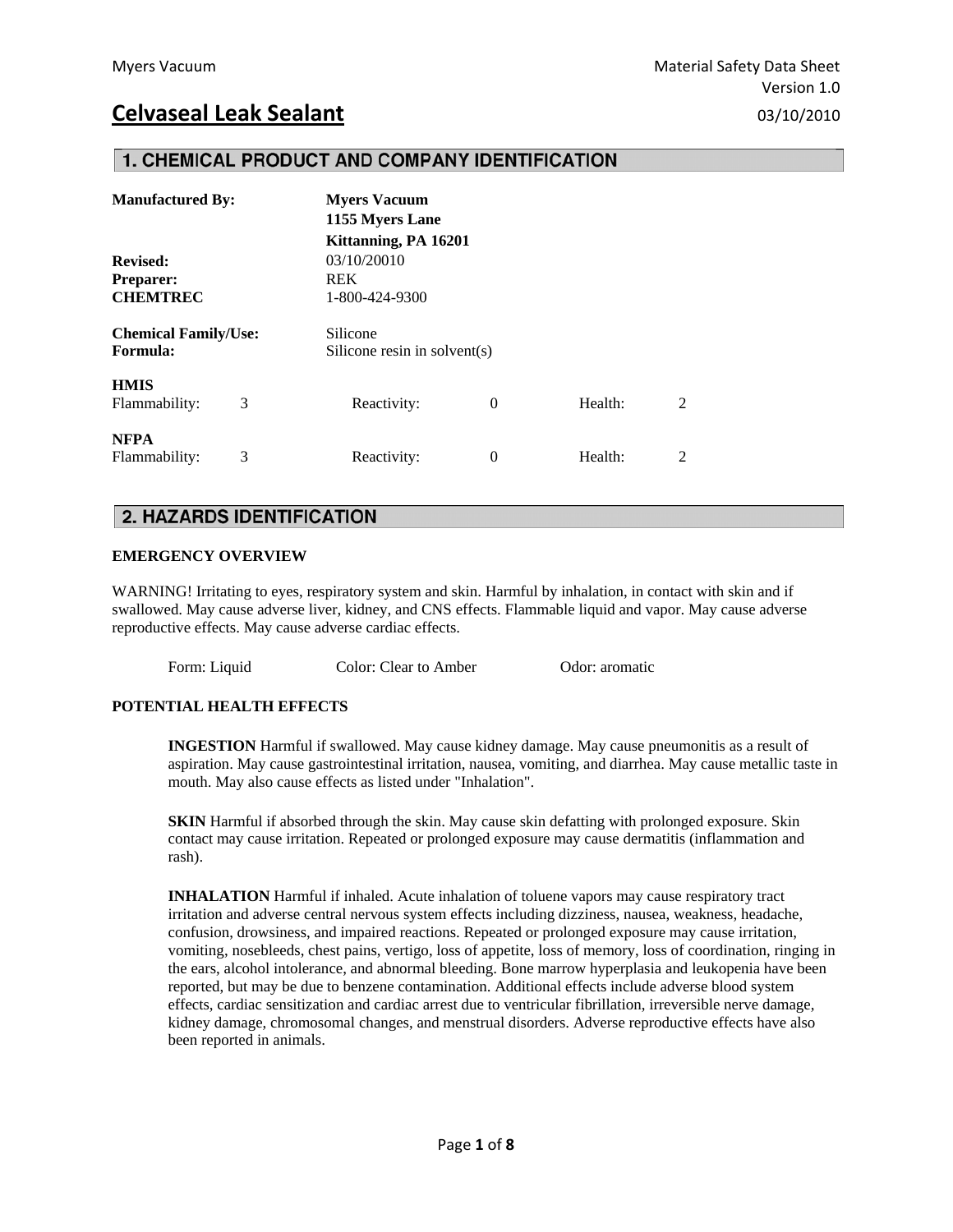Myers Vacuum

Material Safety Data Sheet
Version 1.0

# Celvaseal Leak Sealant

03/10/2010

## 1. CHEMICAL PRODUCT AND COMPANY IDENTIFICATION

| | |
|---|---|
| **Manufactured By:** | **Myers Vacuum**<br>**1155 Myers Lane**<br>**Kittanning, PA 16201** |
| **Revised:** | 03/10/20010 |
| **Preparer:** | REK |
| **CHEMTREC** | 1-800-424-9300 |
| **Chemical Family/Use:** | Silicone |
| **Formula:** | Silicone resin in solvent(s) |

**HMIS**

| Flammability: | 3 | Reactivity: | 0 | Health: | 2 |
|---|---|---|---|---|---|

**NFPA**

| Flammability: | 3 | Reactivity: | 0 | Health: | 2 |
|---|---|---|---|---|---|

## 2. HAZARDS IDENTIFICATION

**EMERGENCY OVERVIEW**

WARNING! Irritating to eyes, respiratory system and skin. Harmful by inhalation, in contact with skin and if swallowed. May cause adverse liver, kidney, and CNS effects. Flammable liquid and vapor. May cause adverse reproductive effects. May cause adverse cardiac effects.

Form: Liquid    Color: Clear to Amber    Odor: aromatic

**POTENTIAL HEALTH EFFECTS**

**INGESTION** Harmful if swallowed. May cause kidney damage. May cause pneumonitis as a result of aspiration. May cause gastrointestinal irritation, nausea, vomiting, and diarrhea. May cause metallic taste in mouth. May also cause effects as listed under "Inhalation".

**SKIN** Harmful if absorbed through the skin. May cause skin defatting with prolonged exposure. Skin contact may cause irritation. Repeated or prolonged exposure may cause dermatitis (inflammation and rash).

**INHALATION** Harmful if inhaled. Acute inhalation of toluene vapors may cause respiratory tract irritation and adverse central nervous system effects including dizziness, nausea, weakness, headache, confusion, drowsiness, and impaired reactions. Repeated or prolonged exposure may cause irritation, vomiting, nosebleeds, chest pains, vertigo, loss of appetite, loss of memory, loss of coordination, ringing in the ears, alcohol intolerance, and abnormal bleeding. Bone marrow hyperplasia and leukopenia have been reported, but may be due to benzene contamination. Additional effects include adverse blood system effects, cardiac sensitization and cardiac arrest due to ventricular fibrillation, irreversible nerve damage, kidney damage, chromosomal changes, and menstrual disorders. Adverse reproductive effects have also been reported in animals.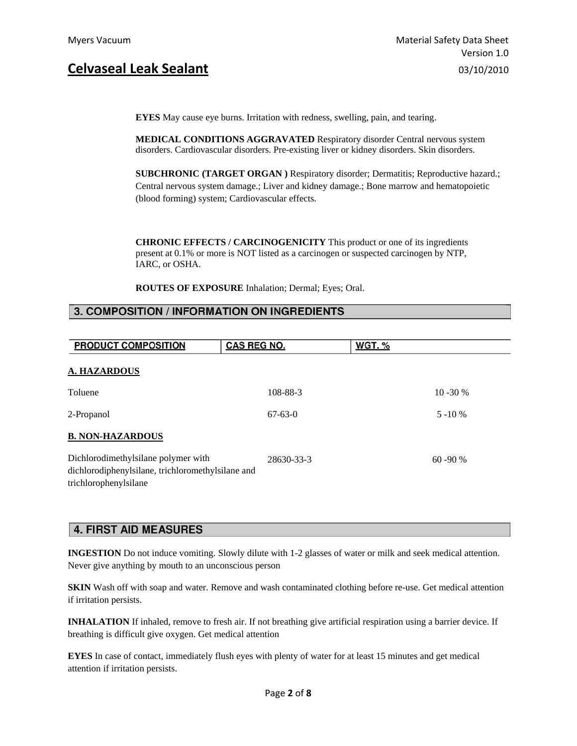**EYES** May cause eye burns. Irritation with redness, swelling, pain, and tearing.

**MEDICAL CONDITIONS AGGRAVATED** Respiratory disorder Central nervous system disorders. Cardiovascular disorders. Pre-existing liver or kidney disorders. Skin disorders.

**SUBCHRONIC (TARGET ORGAN )** Respiratory disorder; Dermatitis; Reproductive hazard.; Central nervous system damage.; Liver and kidney damage.; Bone marrow and hematopoietic (blood forming) system; Cardiovascular effects.

**CHRONIC EFFECTS / CARCINOGENICITY** This product or one of its ingredients present at 0.1% or more is NOT listed as a carcinogen or suspected carcinogen by NTP, IARC, or OSHA.

**ROUTES OF EXPOSURE** Inhalation; Dermal; Eyes; Oral.

## 3. COMPOSITION / INFORMATION ON INGREDIENTS

| PRODUCT COMPOSITION | CAS REG NO. | WGT. % |
|---|---|---|
| **A. HAZARDOUS** | | |
| Toluene | 108-88-3 | 10 -30 % |
| 2-Propanol | 67-63-0 | 5 -10 % |
| **B. NON-HAZARDOUS** | | |
| Dichlorodimethylsilane polymer with dichlorodiphenylsilane, trichloromethylsilane and trichlorophenylsilane | 28630-33-3 | 60 -90 % |

## 4. FIRST AID MEASURES

**INGESTION** Do not induce vomiting. Slowly dilute with 1-2 glasses of water or milk and seek medical attention. Never give anything by mouth to an unconscious person

**SKIN** Wash off with soap and water. Remove and wash contaminated clothing before re-use. Get medical attention if irritation persists.

**INHALATION** If inhaled, remove to fresh air. If not breathing give artificial respiration using a barrier device. If breathing is difficult give oxygen. Get medical attention

**EYES** In case of contact, immediately flush eyes with plenty of water for at least 15 minutes and get medical attention if irritation persists.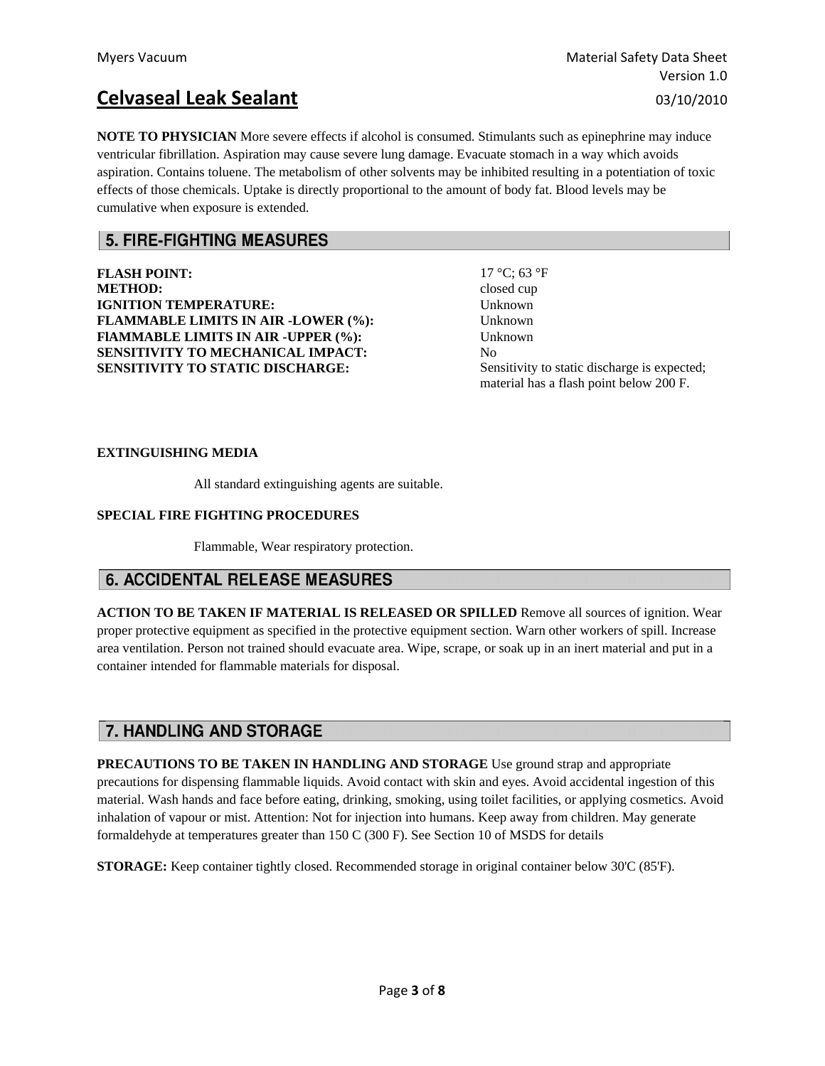**NOTE TO PHYSICIAN** More severe effects if alcohol is consumed. Stimulants such as epinephrine may induce ventricular fibrillation. Aspiration may cause severe lung damage. Evacuate stomach in a way which avoids aspiration. Contains toluene. The metabolism of other solvents may be inhibited resulting in a potentiation of toxic effects of those chemicals. Uptake is directly proportional to the amount of body fat. Blood levels may be cumulative when exposure is extended.

## 5. FIRE-FIGHTING MEASURES

| | |
|---|---|
| **FLASH POINT:** | 17 °C; 63 °F |
| **METHOD:** | closed cup |
| **IGNITION TEMPERATURE:** | Unknown |
| **FLAMMABLE LIMITS IN AIR -LOWER (%):** | Unknown |
| **FlAMMABLE LIMITS IN AIR -UPPER (%):** | Unknown |
| **SENSITIVITY TO MECHANICAL IMPACT:** | No |
| **SENSITIVITY TO STATIC DISCHARGE:** | Sensitivity to static discharge is expected; material has a flash point below 200 F. |

**EXTINGUISHING MEDIA**

All standard extinguishing agents are suitable.

**SPECIAL FIRE FIGHTING PROCEDURES**

Flammable, Wear respiratory protection.

## 6. ACCIDENTAL RELEASE MEASURES

**ACTION TO BE TAKEN IF MATERIAL IS RELEASED OR SPILLED** Remove all sources of ignition. Wear proper protective equipment as specified in the protective equipment section. Warn other workers of spill. Increase area ventilation. Person not trained should evacuate area. Wipe, scrape, or soak up in an inert material and put in a container intended for flammable materials for disposal.

## 7. HANDLING AND STORAGE

**PRECAUTIONS TO BE TAKEN IN HANDLING AND STORAGE** Use ground strap and appropriate precautions for dispensing flammable liquids. Avoid contact with skin and eyes. Avoid accidental ingestion of this material. Wash hands and face before eating, drinking, smoking, using toilet facilities, or applying cosmetics. Avoid inhalation of vapour or mist. Attention: Not for injection into humans. Keep away from children. May generate formaldehyde at temperatures greater than 150 C (300 F). See Section 10 of MSDS for details

**STORAGE:** Keep container tightly closed. Recommended storage in original container below 30'C (85'F).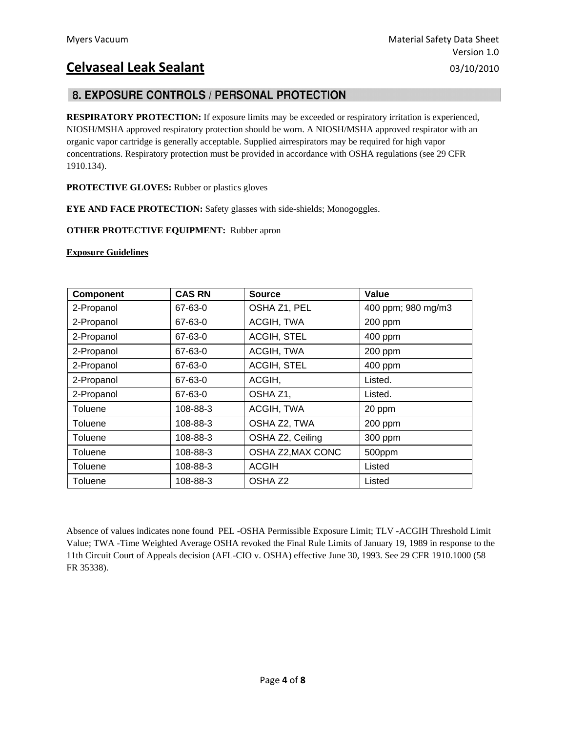## 8. EXPOSURE CONTROLS / PERSONAL PROTECTION

**RESPIRATORY PROTECTION:** If exposure limits may be exceeded or respiratory irritation is experienced, NIOSH/MSHA approved respiratory protection should be worn. A NIOSH/MSHA approved respirator with an organic vapor cartridge is generally acceptable. Supplied airrespirators may be required for high vapor concentrations. Respiratory protection must be provided in accordance with OSHA regulations (see 29 CFR 1910.134).

**PROTECTIVE GLOVES:** Rubber or plastics gloves

**EYE AND FACE PROTECTION:** Safety glasses with side-shields; Monogoggles.

**OTHER PROTECTIVE EQUIPMENT:** Rubber apron

**Exposure Guidelines**

| Component | CAS RN | Source | Value |
|---|---|---|---|
| 2-Propanol | 67-63-0 | OSHA Z1, PEL | 400 ppm; 980 mg/m3 |
| 2-Propanol | 67-63-0 | ACGIH, TWA | 200 ppm |
| 2-Propanol | 67-63-0 | ACGIH, STEL | 400 ppm |
| 2-Propanol | 67-63-0 | ACGIH, TWA | 200 ppm |
| 2-Propanol | 67-63-0 | ACGIH, STEL | 400 ppm |
| 2-Propanol | 67-63-0 | ACGIH, | Listed. |
| 2-Propanol | 67-63-0 | OSHA Z1, | Listed. |
| Toluene | 108-88-3 | ACGIH, TWA | 20 ppm |
| Toluene | 108-88-3 | OSHA Z2, TWA | 200 ppm |
| Toluene | 108-88-3 | OSHA Z2, Ceiling | 300 ppm |
| Toluene | 108-88-3 | OSHA Z2,MAX CONC | 500ppm |
| Toluene | 108-88-3 | ACGIH | Listed |
| Toluene | 108-88-3 | OSHA Z2 | Listed |

Absence of values indicates none found PEL -OSHA Permissible Exposure Limit; TLV -ACGIH Threshold Limit Value; TWA -Time Weighted Average OSHA revoked the Final Rule Limits of January 19, 1989 in response to the 11th Circuit Court of Appeals decision (AFL-CIO v. OSHA) effective June 30, 1993. See 29 CFR 1910.1000 (58 FR 35338).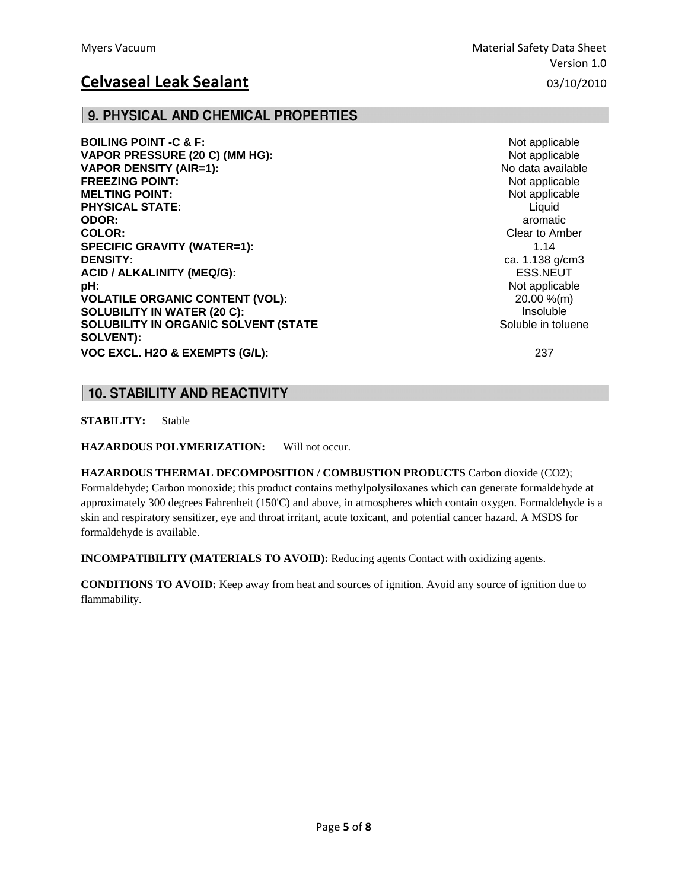## 9. PHYSICAL AND CHEMICAL PROPERTIES

| | |
|---|---|
| **BOILING POINT -C & F:** | Not applicable |
| **VAPOR PRESSURE (20 C) (MM HG):** | Not applicable |
| **VAPOR DENSITY (AIR=1):** | No data available |
| **FREEZING POINT:** | Not applicable |
| **MELTING POINT:** | Not applicable |
| **PHYSICAL STATE:** | Liquid |
| **ODOR:** | aromatic |
| **COLOR:** | Clear to Amber |
| **SPECIFIC GRAVITY (WATER=1):** | 1.14 |
| **DENSITY:** | ca. 1.138 g/cm3 |
| **ACID / ALKALINITY (MEQ/G):** | ESS.NEUT |
| **pH:** | Not applicable |
| **VOLATILE ORGANIC CONTENT (VOL):** | 20.00 %(m) |
| **SOLUBILITY IN WATER (20 C):** | Insoluble |
| **SOLUBILITY IN ORGANIC SOLVENT (STATE SOLVENT):** | Soluble in toluene |
| **VOC EXCL. H2O & EXEMPTS (G/L):** | 237 |

## 10. STABILITY AND REACTIVITY

**STABILITY:** Stable

**HAZARDOUS POLYMERIZATION:** Will not occur.

**HAZARDOUS THERMAL DECOMPOSITION / COMBUSTION PRODUCTS** Carbon dioxide ($CO_2$); Formaldehyde; Carbon monoxide; this product contains methylpolysiloxanes which can generate formaldehyde at approximately 300 degrees Fahrenheit (150'C) and above, in atmospheres which contain oxygen. Formaldehyde is a skin and respiratory sensitizer, eye and throat irritant, acute toxicant, and potential cancer hazard. A MSDS for formaldehyde is available.

**INCOMPATIBILITY (MATERIALS TO AVOID):** Reducing agents Contact with oxidizing agents.

**CONDITIONS TO AVOID:** Keep away from heat and sources of ignition. Avoid any source of ignition due to flammability.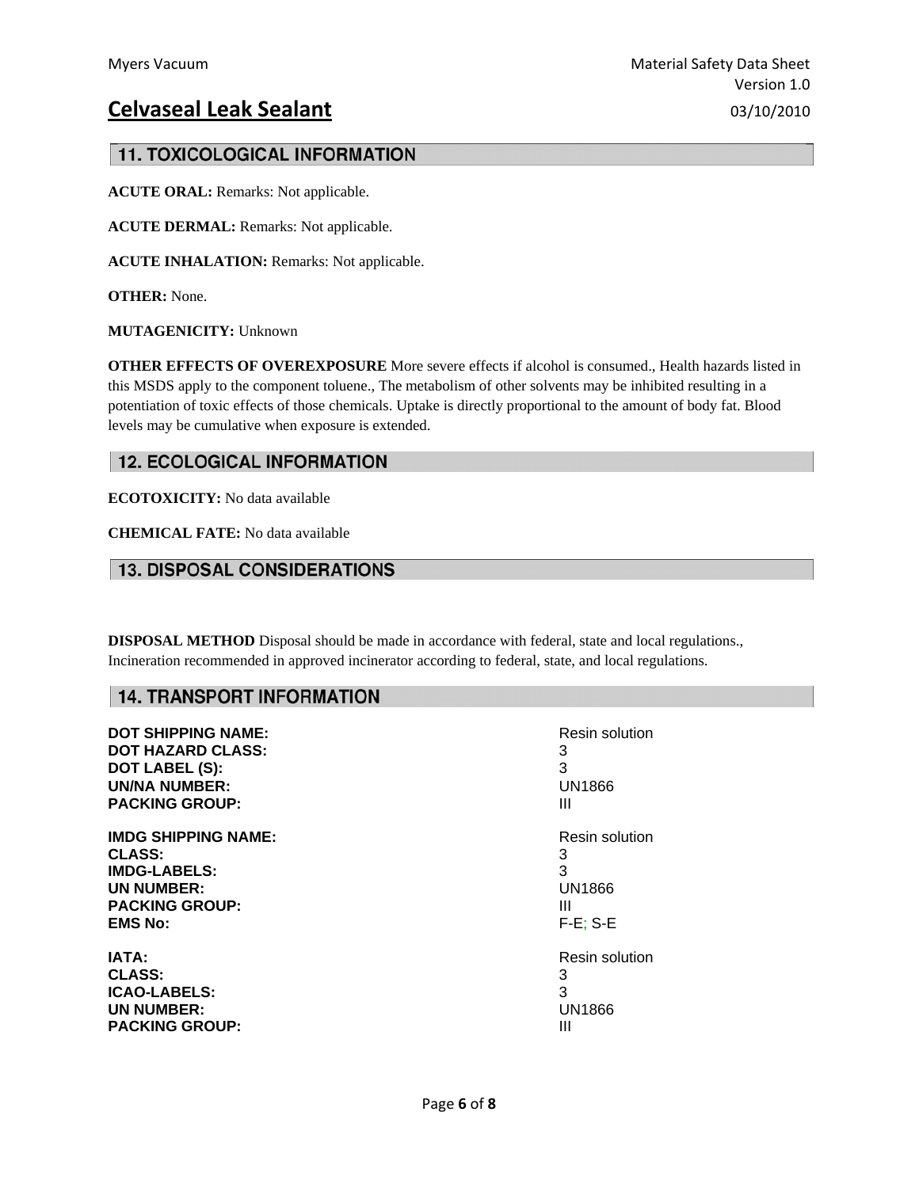## 11. TOXICOLOGICAL INFORMATION

**ACUTE ORAL:** Remarks: Not applicable.

**ACUTE DERMAL:** Remarks: Not applicable.

**ACUTE INHALATION:** Remarks: Not applicable.

**OTHER:** None.

**MUTAGENICITY:** Unknown

**OTHER EFFECTS OF OVEREXPOSURE** More severe effects if alcohol is consumed., Health hazards listed in this MSDS apply to the component toluene., The metabolism of other solvents may be inhibited resulting in a potentiation of toxic effects of those chemicals. Uptake is directly proportional to the amount of body fat. Blood levels may be cumulative when exposure is extended.

## 12. ECOLOGICAL INFORMATION

**ECOTOXICITY:** No data available

**CHEMICAL FATE:** No data available

## 13. DISPOSAL CONSIDERATIONS

**DISPOSAL METHOD** Disposal should be made in accordance with federal, state and local regulations., Incineration recommended in approved incinerator according to federal, state, and local regulations.

## 14. TRANSPORT INFORMATION

| | |
|---|---|
| **DOT SHIPPING NAME:** | Resin solution |
| **DOT HAZARD CLASS:** | 3 |
| **DOT LABEL (S):** | 3 |
| **UN/NA NUMBER:** | UN1866 |
| **PACKING GROUP:** | III |

| | |
|---|---|
| **IMDG SHIPPING NAME:** | Resin solution |
| **CLASS:** | 3 |
| **IMDG-LABELS:** | 3 |
| **UN NUMBER:** | UN1866 |
| **PACKING GROUP:** | III |
| **EMS No:** | F-E; S-E |

| | |
|---|---|
| **IATA:** | Resin solution |
| **CLASS:** | 3 |
| **ICAO-LABELS:** | 3 |
| **UN NUMBER:** | UN1866 |
| **PACKING GROUP:** | III |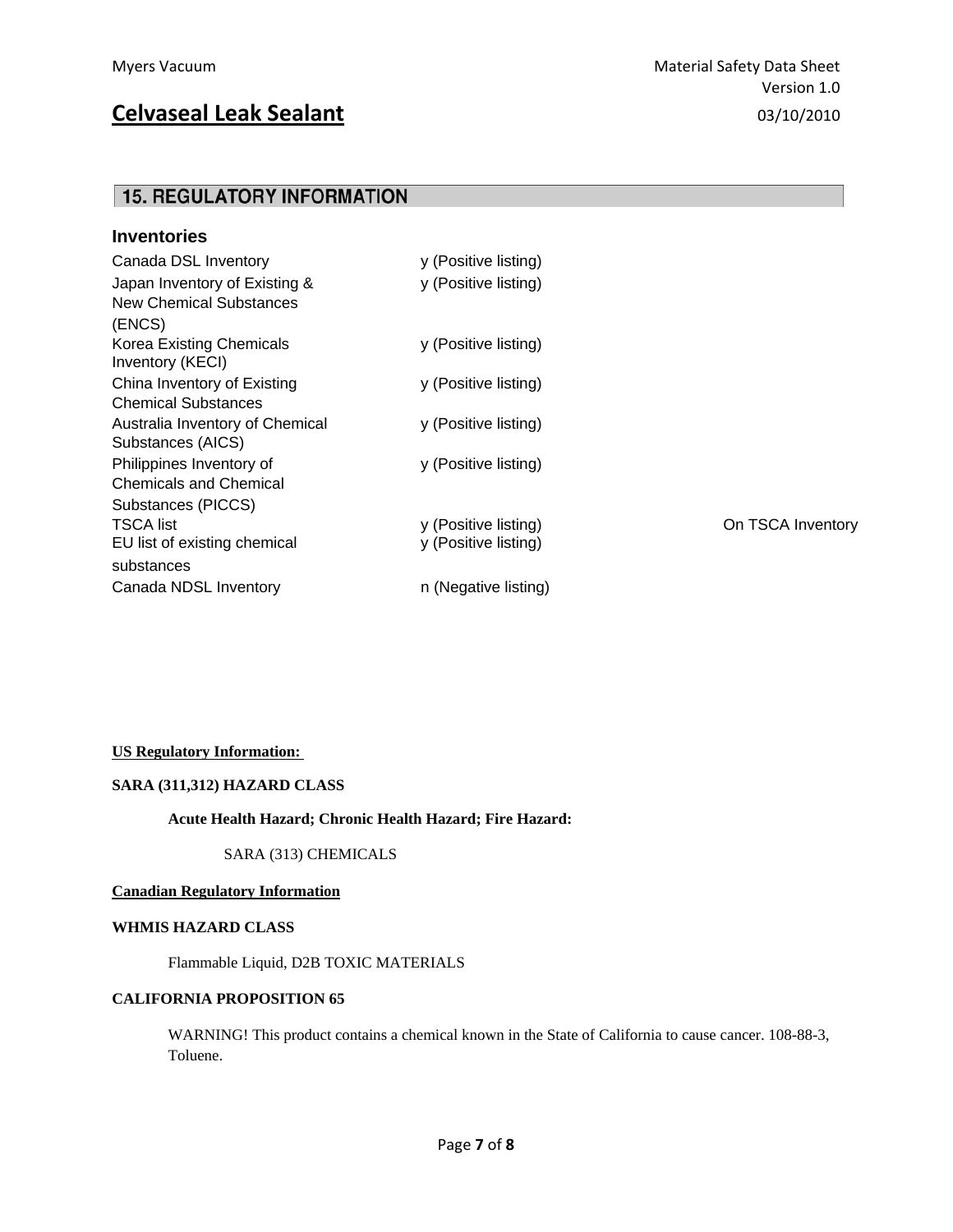## 15. REGULATORY INFORMATION

### Inventories

| | | |
|---|---|---|
| Canada DSL Inventory | y (Positive listing) | |
| Japan Inventory of Existing & New Chemical Substances (ENCS) | y (Positive listing) | |
| Korea Existing Chemicals Inventory (KECI) | y (Positive listing) | |
| China Inventory of Existing Chemical Substances | y (Positive listing) | |
| Australia Inventory of Chemical Substances (AICS) | y (Positive listing) | |
| Philippines Inventory of Chemicals and Chemical Substances (PICCS) | y (Positive listing) | |
| TSCA list | y (Positive listing) | On TSCA Inventory |
| EU list of existing chemical substances | y (Positive listing) | |
| Canada NDSL Inventory | n (Negative listing) | |

**US Regulatory Information:**

**SARA (311,312) HAZARD CLASS**

**Acute Health Hazard; Chronic Health Hazard; Fire Hazard:**

SARA (313) CHEMICALS

**Canadian Regulatory Information**

**WHMIS HAZARD CLASS**

Flammable Liquid, D2B TOXIC MATERIALS

**CALIFORNIA PROPOSITION 65**

WARNING! This product contains a chemical known in the State of California to cause cancer. 108-88-3, Toluene.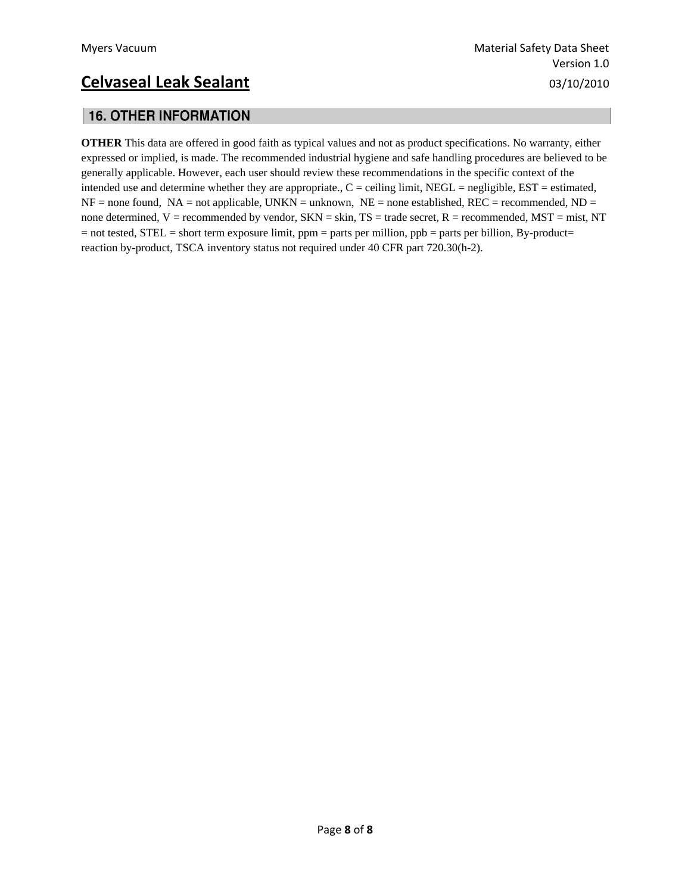## 16. OTHER INFORMATION

**OTHER** This data are offered in good faith as typical values and not as product specifications. No warranty, either expressed or implied, is made. The recommended industrial hygiene and safe handling procedures are believed to be generally applicable. However, each user should review these recommendations in the specific context of the intended use and determine whether they are appropriate., C = ceiling limit, NEGL = negligible, EST = estimated, NF = none found, NA = not applicable, UNKN = unknown, NE = none established, REC = recommended, ND = none determined, V = recommended by vendor, SKN = skin, TS = trade secret, R = recommended, MST = mist, NT = not tested, STEL = short term exposure limit, ppm = parts per million, ppb = parts per billion, By-product= reaction by-product, TSCA inventory status not required under 40 CFR part 720.30(h-2).